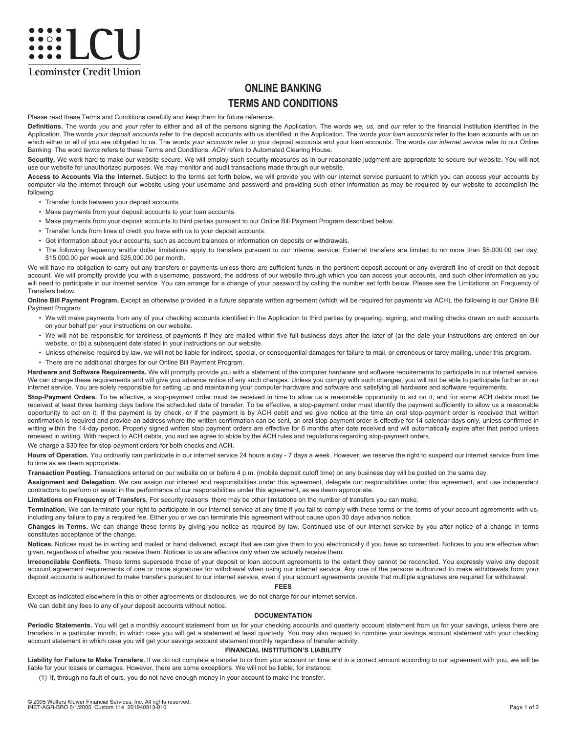LCU

Leominster Credit Union

# ONLINE BANKING
# TERMS AND CONDITIONS

Please read these Terms and Conditions carefully and keep them for future reference.

**Definitions.** The words *you* and *your* refer to either and all of the persons signing the Application. The words *we, us,* and *our* refer to the financial institution identified in the Application. The words *your deposit accounts* refer to the deposit accounts with us identified in the Application. The words *your loan accounts* refer to the loan accounts with us on which either or all of you are obligated to us. The words *your accounts* refer to your deposit accounts and your loan accounts. The words *our internet service* refer to our Online Banking. The word *terms* refers to these Terms and Conditions. *ACH* refers to Automated Clearing House.

**Security.** We work hard to make our website secure. We will employ such security measures as in our reasonable judgment are appropriate to secure our website. You will not use our website for unauthorized purposes. We may monitor and audit transactions made through our website.

**Access to Accounts Via the Internet.** Subject to the terms set forth below, we will provide you with our internet service pursuant to which you can access your accounts by computer via the internet through our website using your username and password and providing such other information as may be required by our website to accomplish the following:

- Transfer funds between your deposit accounts.
- Make payments from your deposit accounts to your loan accounts.
- Make payments from your deposit accounts to third parties pursuant to our Online Bill Payment Program described below.
- Transfer funds from lines of credit you have with us to your deposit accounts.
- Get information about your accounts, such as account balances or information on deposits or withdrawals.
- The following frequency and/or dollar limitations apply to transfers pursuant to our internet service: External transfers are limited to no more than $5,000.00 per day, $15,000.00 per week and $25,000.00 per month.

We will have no obligation to carry out any transfers or payments unless there are sufficient funds in the pertinent deposit account or any overdraft line of credit on that deposit account. We will promptly provide you with a username, password, the address of our website through which you can access your accounts, and such other information as you will need to participate in our internet service. You can arrange for a change of your password by calling the number set forth below. Please see the Limitations on Frequency of Transfers below.

**Online Bill Payment Program.** Except as otherwise provided in a future separate written agreement (which will be required for payments via ACH), the following is our Online Bill Payment Program:

- We will make payments from any of your checking accounts identified in the Application to third parties by preparing, signing, and mailing checks drawn on such accounts on your behalf per your instructions on our website.
- We will not be responsible for tardiness of payments if they are mailed within five full business days after the later of (a) the date your instructions are entered on our website, or (b) a subsequent date stated in your instructions on our website.
- Unless otherwise required by law, we will not be liable for indirect, special, or consequential damages for failure to mail, or erroneous or tardy mailing, under this program.
- There are no additional charges for our Online Bill Payment Program.

**Hardware and Software Requirements.** We will promptly provide you with a statement of the computer hardware and software requirements to participate in our internet service. We can change these requirements and will give you advance notice of any such changes. Unless you comply with such changes, you will not be able to participate further in our internet service. You are solely responsible for setting up and maintaining your computer hardware and software and satisfying all hardware and software requirements.

**Stop-Payment Orders.** To be effective, a stop-payment order must be received in time to allow us a reasonable opportunity to act on it, and for some ACH debits must be received at least three banking days before the scheduled date of transfer. To be effective, a stop-payment order must identify the payment sufficiently to allow us a reasonable opportunity to act on it. If the payment is by check, or if the payment is by ACH debit and we give notice at the time an oral stop-payment order is received that written confirmation is required and provide an address where the written confirmation can be sent, an oral stop-payment order is effective for 14 calendar days only, unless confirmed in writing within the 14-day period. Properly signed written stop payment orders are effective for 6 months after date received and will automatically expire after that period unless renewed in writing. With respect to ACH debits, you and we agree to abide by the ACH rules and regulations regarding stop-payment orders.

We charge a $30 fee for stop-payment orders for both checks and ACH.

**Hours of Operation.** You ordinarily can participate in our internet service 24 hours a day - 7 days a week. However, we reserve the right to suspend our internet service from time to time as we deem appropriate.

**Transaction Posting.** Transactions entered on our website on or before 4 p.m. (mobile deposit cutoff time) on any business day will be posted on the same day.

**Assignment and Delegation.** We can assign our interest and responsibilities under this agreement, delegate our responsibilities under this agreement, and use independent contractors to perform or assist in the performance of our responsibilities under this agreement, as we deem appropriate.

**Limitations on Frequency of Transfers.** For security reasons, there may be other limitations on the number of transfers you can make.

**Termination.** We can terminate your right to participate in our internet service at any time if you fail to comply with these terms or the terms of your account agreements with us, including any failure to pay a required fee. Either you or we can terminate this agreement without cause upon 30 days advance notice.

**Changes in Terms.** We can change these terms by giving you notice as required by law. Continued use of our internet service by you after notice of a change in terms constitutes acceptance of the change.

**Notices.** Notices must be in writing and mailed or hand delivered, except that we can give them to you electronically if you have so consented. Notices to you are effective when given, regardless of whether you receive them. Notices to us are effective only when we actually receive them.

**Irreconcilable Conflicts.** These terms supersede those of your deposit or loan account agreements to the extent they cannot be reconciled. You expressly waive any deposit account agreement requirements of one or more signatures for withdrawal when using our internet service. Any one of the persons authorized to make withdrawals from your deposit accounts is authorized to make transfers pursuant to our internet service, even if your account agreements provide that multiple signatures are required for withdrawal.

## FEES

Except as indicated elsewhere in this or other agreements or disclosures, we do not charge for our internet service.

We can debit any fees to any of your deposit accounts without notice.

## DOCUMENTATION

**Periodic Statements.** You will get a monthly account statement from us for your checking accounts and quarterly account statement from us for your savings, unless there are transfers in a particular month, in which case you will get a statement at least quarterly. You may also request to combine your savings account statement with your checking account statement in which case you will get your savings account statement monthly regardless of transfer activity.

## FINANCIAL INSTITUTION'S LIABILITY

**Liability for Failure to Make Transfers.** If we do not complete a transfer to or from your account on time and in a correct amount according to our agreement with you, we will be liable for your losses or damages. However, there are some exceptions. We will not be liable, for instance:

(1) If, through no fault of ours, you do not have enough money in your account to make the transfer.

© 2005 Wolters Kluwer Financial Services, Inc. All rights reserved.
INET-AGR-BRO 6/1/2005 Custom 11e 201940313-010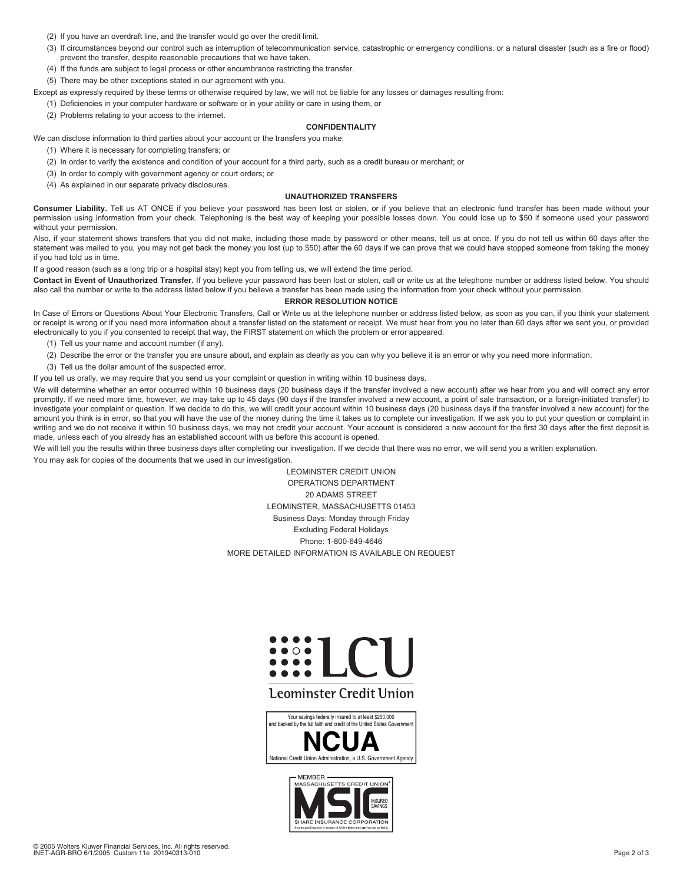(2) If you have an overdraft line, and the transfer would go over the credit limit.

(3) If circumstances beyond our control such as interruption of telecommunication service, catastrophic or emergency conditions, or a natural disaster (such as a fire or flood) prevent the transfer, despite reasonable precautions that we have taken.

(4) If the funds are subject to legal process or other encumbrance restricting the transfer.

(5) There may be other exceptions stated in our agreement with you.

Except as expressly required by these terms or otherwise required by law, we will not be liable for any losses or damages resulting from:

(1) Deficiencies in your computer hardware or software or in your ability or care in using them, or

(2) Problems relating to your access to the internet.

## CONFIDENTIALITY

We can disclose information to third parties about your account or the transfers you make:

(1) Where it is necessary for completing transfers; or

(2) In order to verify the existence and condition of your account for a third party, such as a credit bureau or merchant; or

(3) In order to comply with government agency or court orders; or

(4) As explained in our separate privacy disclosures.

## UNAUTHORIZED TRANSFERS

**Consumer Liability.** Tell us AT ONCE if you believe your password has been lost or stolen, or if you believe that an electronic fund transfer has been made without your permission using information from your check. Telephoning is the best way of keeping your possible losses down. You could lose up to $50 if someone used your password without your permission.

Also, if your statement shows transfers that you did not make, including those made by password or other means, tell us at once. If you do not tell us within 60 days after the statement was mailed to you, you may not get back the money you lost (up to $50) after the 60 days if we can prove that we could have stopped someone from taking the money if you had told us in time.

If a good reason (such as a long trip or a hospital stay) kept you from telling us, we will extend the time period.

**Contact in Event of Unauthorized Transfer.** If you believe your password has been lost or stolen, call or write us at the telephone number or address listed below. You should also call the number or write to the address listed below if you believe a transfer has been made using the information from your check without your permission.

## ERROR RESOLUTION NOTICE

In Case of Errors or Questions About Your Electronic Transfers, Call or Write us at the telephone number or address listed below, as soon as you can, if you think your statement or receipt is wrong or if you need more information about a transfer listed on the statement or receipt. We must hear from you no later than 60 days after we sent you, or provided electronically to you if you consented to receipt that way, the FIRST statement on which the problem or error appeared.

(1) Tell us your name and account number (if any).

(2) Describe the error or the transfer you are unsure about, and explain as clearly as you can why you believe it is an error or why you need more information.

(3) Tell us the dollar amount of the suspected error.

If you tell us orally, we may require that you send us your complaint or question in writing within 10 business days.

We will determine whether an error occurred within 10 business days (20 business days if the transfer involved a new account) after we hear from you and will correct any error promptly. If we need more time, however, we may take up to 45 days (90 days if the transfer involved a new account, a point of sale transaction, or a foreign-initiated transfer) to investigate your complaint or question. If we decide to do this, we will credit your account within 10 business days (20 business days if the transfer involved a new account) for the amount you think is in error, so that you will have the use of the money during the time it takes us to complete our investigation. If we ask you to put your question or complaint in writing and we do not receive it within 10 business days, we may not credit your account. Your account is considered a new account for the first 30 days after the first deposit is made, unless each of you already has an established account with us before this account is opened.

We will tell you the results within three business days after completing our investigation. If we decide that there was no error, we will send you a written explanation.

You may ask for copies of the documents that we used in our investigation.

LEOMINSTER CREDIT UNION
OPERATIONS DEPARTMENT
20 ADAMS STREET
LEOMINSTER, MASSACHUSETTS 01453
Business Days: Monday through Friday
Excluding Federal Holidays
Phone: 1-800-649-4646
MORE DETAILED INFORMATION IS AVAILABLE ON REQUEST

LCU
Leominster Credit Union

Your savings federally insured to at least $250,000
and backed by the full faith and credit of the United States Government
NCUA
National Credit Union Administration, a U.S. Government Agency

MEMBER
MASSACHUSETTS CREDIT UNION
MSIC
INSURED SAVINGS
SHARE INSURANCE CORPORATION
Shares and Deposits in excess of NCUA limits are fully insured by MSIC.

© 2005 Wolters Kluwer Financial Services, Inc. All rights reserved.
INET-AGR-BRO 6/1/2005 Custom 11e 201940313-010